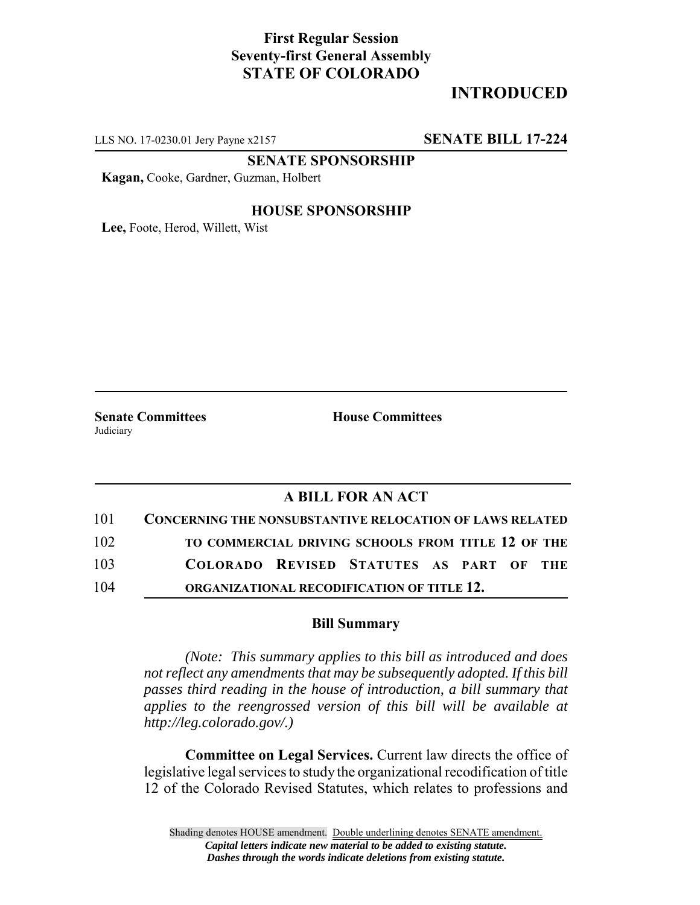**First Regular Session**
**Seventy-first General Assembly**
**STATE OF COLORADO**

# INTRODUCED

LLS NO. 17-0230.01 Jery Payne x2157 **SENATE BILL 17-224**

**SENATE SPONSORSHIP**

**Kagan,** Cooke, Gardner, Guzman, Holbert

**HOUSE SPONSORSHIP**

**Lee,** Foote, Herod, Willett, Wist

**Senate Committees**
Judiciary

**House Committees**

## A BILL FOR AN ACT

101 **CONCERNING THE NONSUBSTANTIVE RELOCATION OF LAWS RELATED**
102 **TO COMMERCIAL DRIVING SCHOOLS FROM TITLE 12 OF THE**
103 **COLORADO REVISED STATUTES AS PART OF THE**
104 **ORGANIZATIONAL RECODIFICATION OF TITLE 12.**

### Bill Summary

*(Note: This summary applies to this bill as introduced and does not reflect any amendments that may be subsequently adopted. If this bill passes third reading in the house of introduction, a bill summary that applies to the reengrossed version of this bill will be available at http://leg.colorado.gov/.)*

**Committee on Legal Services.** Current law directs the office of legislative legal services to study the organizational recodification of title 12 of the Colorado Revised Statutes, which relates to professions and

Shading denotes HOUSE amendment. Double underlining denotes SENATE amendment.
*Capital letters indicate new material to be added to existing statute.*
*Dashes through the words indicate deletions from existing statute.*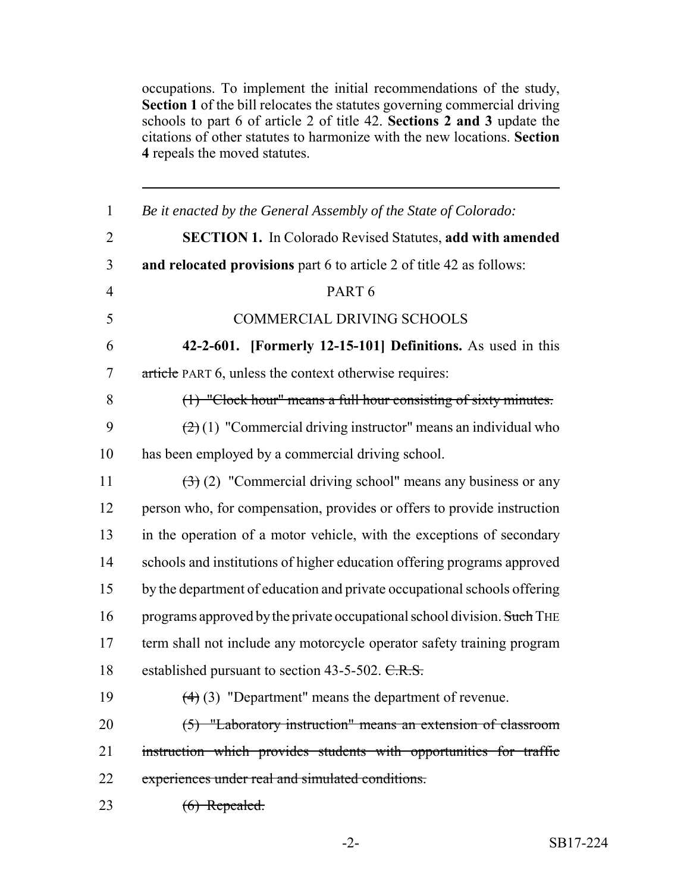occupations. To implement the initial recommendations of the study, **Section 1** of the bill relocates the statutes governing commercial driving schools to part 6 of article 2 of title 42. **Sections 2 and 3** update the citations of other statutes to harmonize with the new locations. **Section 4** repeals the moved statutes.

---

1 *Be it enacted by the General Assembly of the State of Colorado:*

2 **SECTION 1.** In Colorado Revised Statutes, **add with amended**
3 **and relocated provisions** part 6 to article 2 of title 42 as follows:

4 PART 6

5 COMMERCIAL DRIVING SCHOOLS

6 **42-2-601. [Formerly 12-15-101] Definitions.** As used in this
7 ~~article~~ PART 6, unless the context otherwise requires:

8 ~~(1) "Clock hour" means a full hour consisting of sixty minutes.~~

9 ~~(2)~~ (1) "Commercial driving instructor" means an individual who
10 has been employed by a commercial driving school.

11 ~~(3)~~ (2) "Commercial driving school" means any business or any
12 person who, for compensation, provides or offers to provide instruction
13 in the operation of a motor vehicle, with the exceptions of secondary
14 schools and institutions of higher education offering programs approved
15 by the department of education and private occupational schools offering
16 programs approved by the private occupational school division. ~~Such~~ THE
17 term shall not include any motorcycle operator safety training program
18 established pursuant to section 43-5-502. ~~C.R.S.~~

19 ~~(4)~~ (3) "Department" means the department of revenue.

20 ~~(5) "Laboratory instruction" means an extension of classroom~~
21 ~~instruction which provides students with opportunities for traffic~~
22 ~~experiences under real and simulated conditions.~~

23 ~~(6) Repealed.~~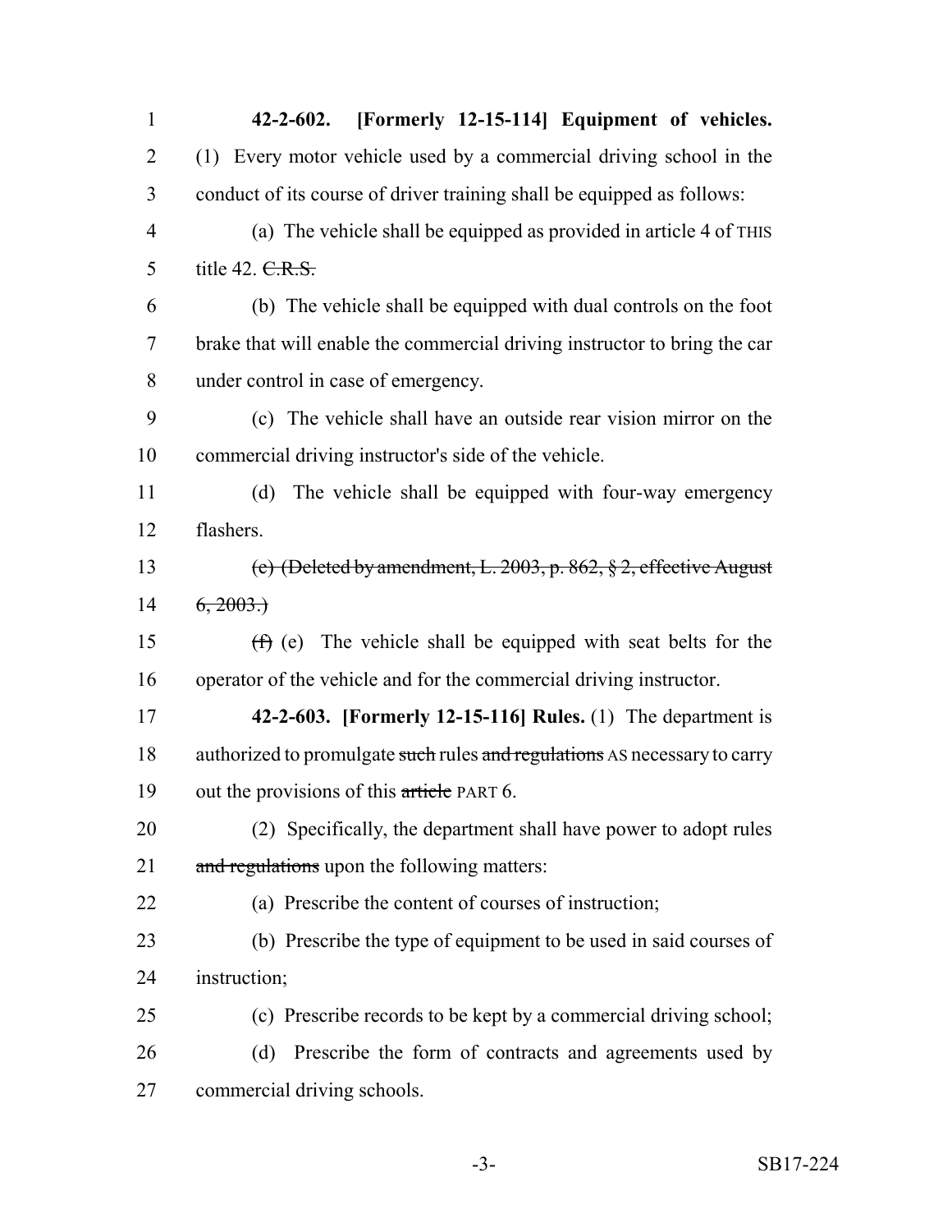**42-2-602. [Formerly 12-15-114] Equipment of vehicles.** (1) Every motor vehicle used by a commercial driving school in the conduct of its course of driver training shall be equipped as follows:

(a) The vehicle shall be equipped as provided in article 4 of THIS title 42. ~~C.R.S.~~

(b) The vehicle shall be equipped with dual controls on the foot brake that will enable the commercial driving instructor to bring the car under control in case of emergency.

(c) The vehicle shall have an outside rear vision mirror on the commercial driving instructor's side of the vehicle.

(d) The vehicle shall be equipped with four-way emergency flashers.

~~(e) (Deleted by amendment, L. 2003, p. 862, § 2, effective August 6, 2003.)~~

~~(f)~~ (e) The vehicle shall be equipped with seat belts for the operator of the vehicle and for the commercial driving instructor.

**42-2-603. [Formerly 12-15-116] Rules.** (1) The department is authorized to promulgate ~~such~~ rules ~~and regulations~~ AS necessary to carry out the provisions of this ~~article~~ PART 6.

(2) Specifically, the department shall have power to adopt rules ~~and regulations~~ upon the following matters:

(a) Prescribe the content of courses of instruction;

(b) Prescribe the type of equipment to be used in said courses of instruction;

(c) Prescribe records to be kept by a commercial driving school;

(d) Prescribe the form of contracts and agreements used by commercial driving schools.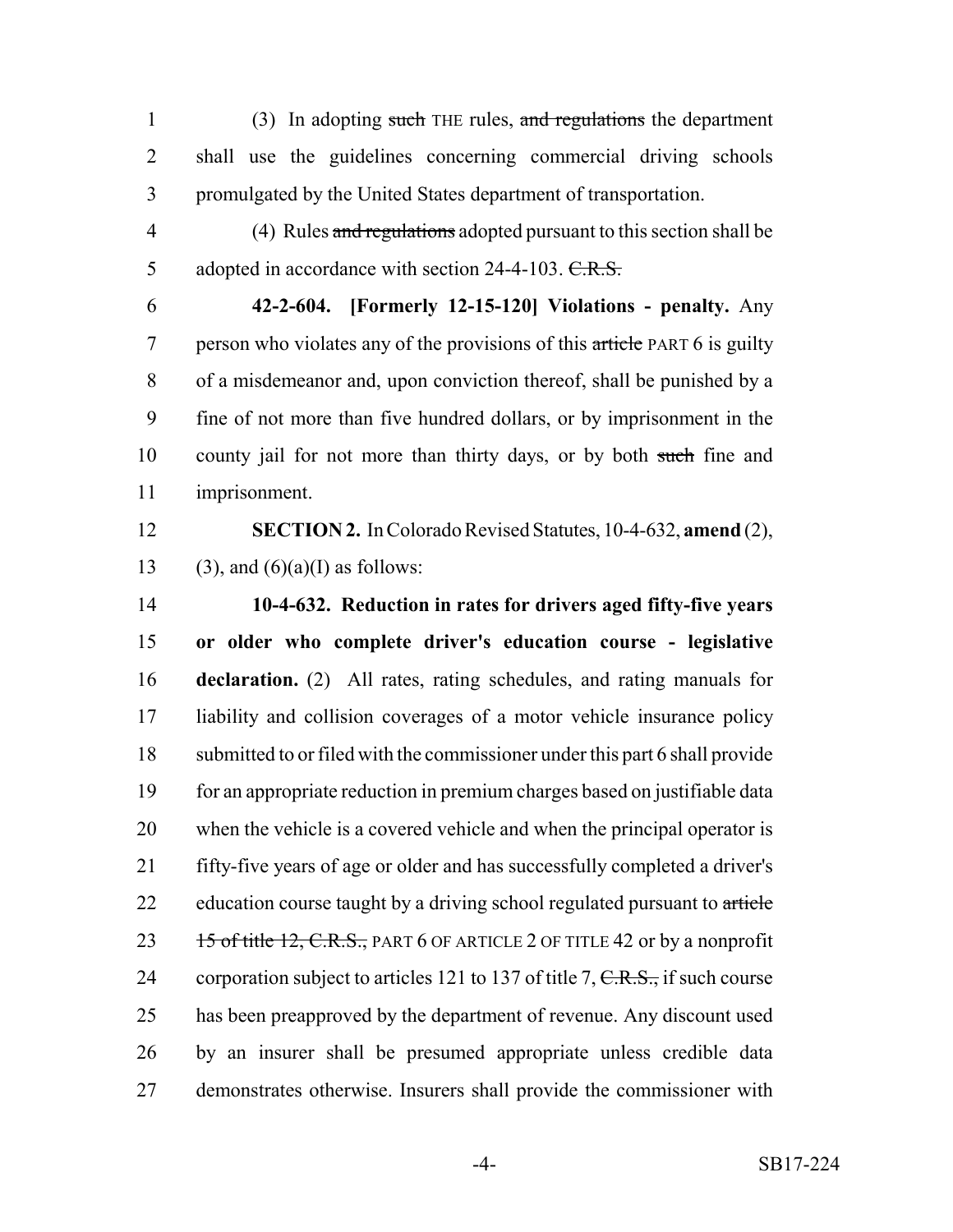(3) In adopting ~~such~~ THE rules, ~~and regulations~~ the department shall use the guidelines concerning commercial driving schools promulgated by the United States department of transportation.

(4) Rules ~~and regulations~~ adopted pursuant to this section shall be adopted in accordance with section 24-4-103. ~~C.R.S.~~

**42-2-604. [Formerly 12-15-120] Violations - penalty.** Any person who violates any of the provisions of this ~~article~~ PART 6 is guilty of a misdemeanor and, upon conviction thereof, shall be punished by a fine of not more than five hundred dollars, or by imprisonment in the county jail for not more than thirty days, or by both ~~such~~ fine and imprisonment.

**SECTION 2.** In Colorado Revised Statutes, 10-4-632, **amend** (2), (3), and (6)(a)(I) as follows:

**10-4-632. Reduction in rates for drivers aged fifty-five years or older who complete driver's education course - legislative declaration.** (2) All rates, rating schedules, and rating manuals for liability and collision coverages of a motor vehicle insurance policy submitted to or filed with the commissioner under this part 6 shall provide for an appropriate reduction in premium charges based on justifiable data when the vehicle is a covered vehicle and when the principal operator is fifty-five years of age or older and has successfully completed a driver's education course taught by a driving school regulated pursuant to ~~article 15 of title 12, C.R.S.,~~ PART 6 OF ARTICLE 2 OF TITLE 42 or by a nonprofit corporation subject to articles 121 to 137 of title 7, ~~C.R.S.,~~ if such course has been preapproved by the department of revenue. Any discount used by an insurer shall be presumed appropriate unless credible data demonstrates otherwise. Insurers shall provide the commissioner with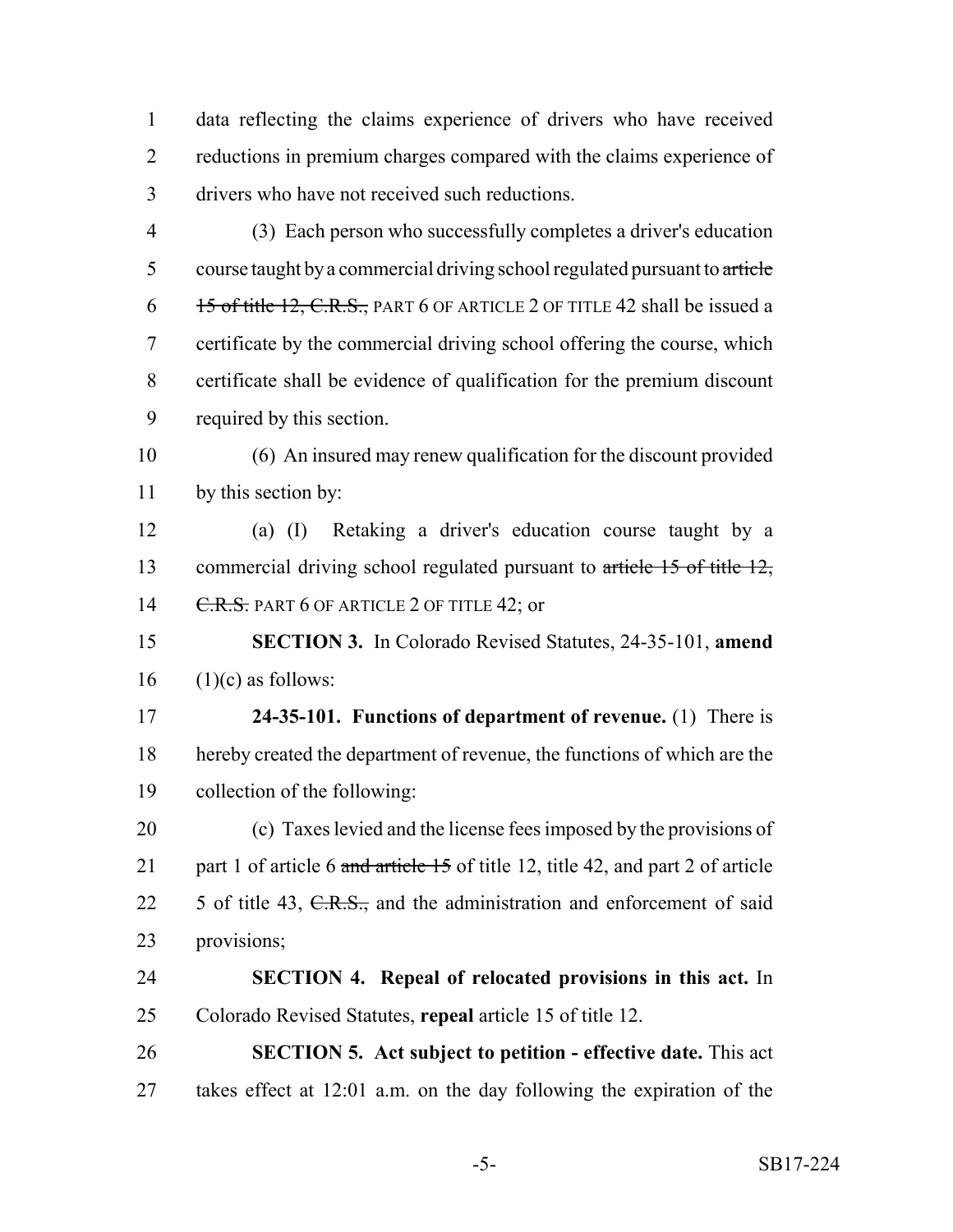data reflecting the claims experience of drivers who have received reductions in premium charges compared with the claims experience of drivers who have not received such reductions.

(3) Each person who successfully completes a driver's education course taught by a commercial driving school regulated pursuant to ~~article 15 of title 12, C.R.S.,~~ PART 6 OF ARTICLE 2 OF TITLE 42 shall be issued a certificate by the commercial driving school offering the course, which certificate shall be evidence of qualification for the premium discount required by this section.

(6) An insured may renew qualification for the discount provided by this section by:

(a) (I) Retaking a driver's education course taught by a commercial driving school regulated pursuant to ~~article 15 of title 12, C.R.S.~~ PART 6 OF ARTICLE 2 OF TITLE 42; or

**SECTION 3.** In Colorado Revised Statutes, 24-35-101, **amend** (1)(c) as follows:

**24-35-101. Functions of department of revenue.** (1) There is hereby created the department of revenue, the functions of which are the collection of the following:

(c) Taxes levied and the license fees imposed by the provisions of part 1 of article 6 ~~and article 15~~ of title 12, title 42, and part 2 of article 5 of title 43, ~~C.R.S.,~~ and the administration and enforcement of said provisions;

**SECTION 4. Repeal of relocated provisions in this act.** In Colorado Revised Statutes, **repeal** article 15 of title 12.

**SECTION 5. Act subject to petition - effective date.** This act takes effect at 12:01 a.m. on the day following the expiration of the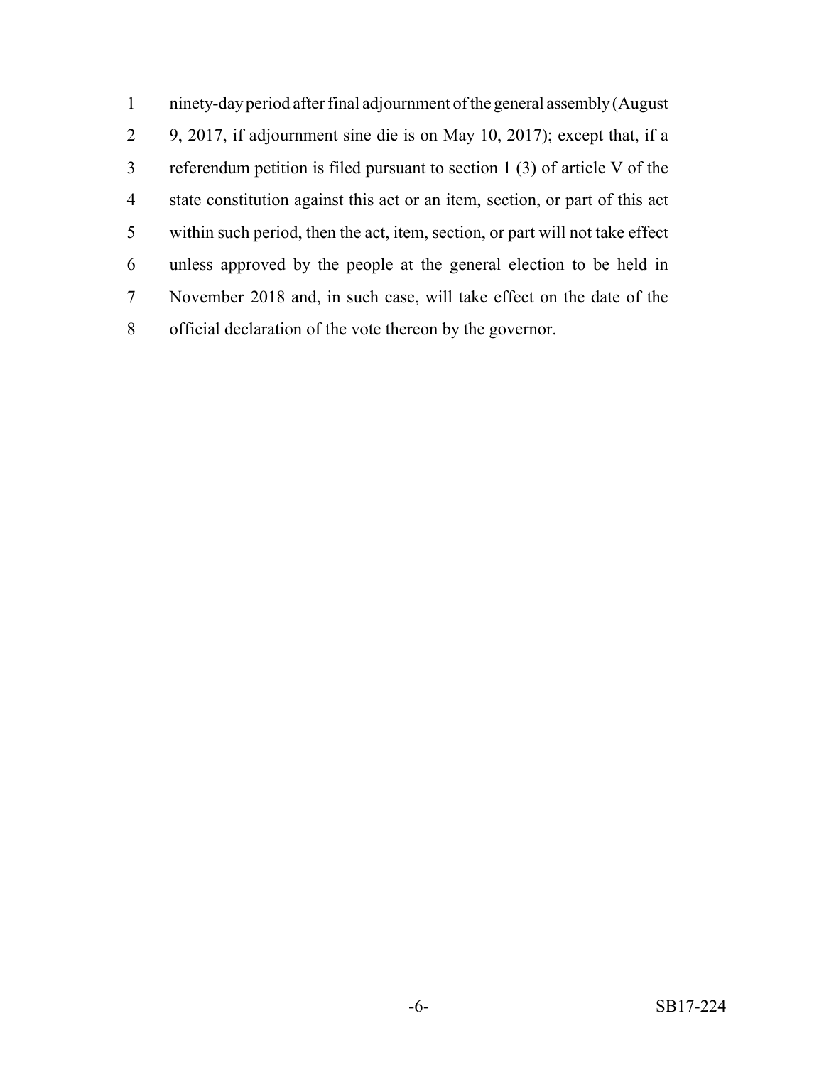ninety-day period after final adjournment of the general assembly (August 9, 2017, if adjournment sine die is on May 10, 2017); except that, if a referendum petition is filed pursuant to section 1 (3) of article V of the state constitution against this act or an item, section, or part of this act within such period, then the act, item, section, or part will not take effect unless approved by the people at the general election to be held in November 2018 and, in such case, will take effect on the date of the official declaration of the vote thereon by the governor.